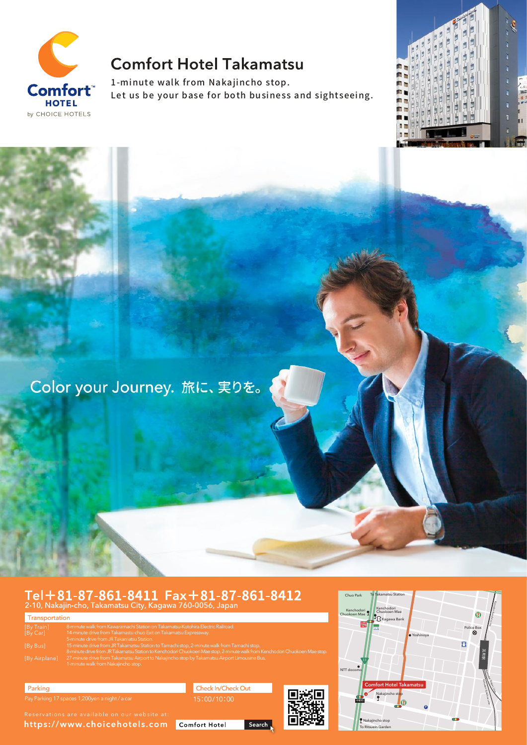Comfort HOTEL by CHOICE HOTELS

# Comfort Hotel Takamatsu

1-minute walk from Nakajincho stop.
Let us be your base for both business and sightseeing.

Color your Journey. 旅に、実りを。

## Tel＋81-87-861-8411 Fax＋81-87-861-8412

2-10, Nakajin-cho, Takamatsu City, Kagawa 760-0056, Japan

### Transportation

[By Train] 8-minute walk from Kawaramachi Station on Takamatsu-Kotohira Electric Railroad.

[By Car] 14-minute drive from Takamastu-chuo Exit on Takamatsu Expressway.
5-minute drive from JR Takamatsu Station.

[By Bus] 15-minute drive from JR Takamatsu Station to Tamachi stop, 2-minute walk from Tamachi stop.
8-minute drive from JR Takamatsu Station to Kenchodori Chuokoen Mae stop, 2-minute walk from Kenchodori Chuokoen Mae stop.

[By Airplane] 27-minute drive from Takamatsu Airport to Nakajincho stop by Takamatsu Airport Limousine Bus,
1-minute walk from Nakajincho stop.

### Parking

Pay Parking 17 spaces 1,200yen a night / a car

### Check In/Check Out

15:00/10:00

Reservations are available on our website at:
https://www.choicehotels.com

Comfort Hotel Search

Chuo Park
To Takamatsu Station
Kenchodori Chuokoen Mae
Kagawa Bank
Police Box
Yoshinoya
NTT docomo
Comfort Hotel Takamatsu
Nakajincho stop
To Ritsurin Garden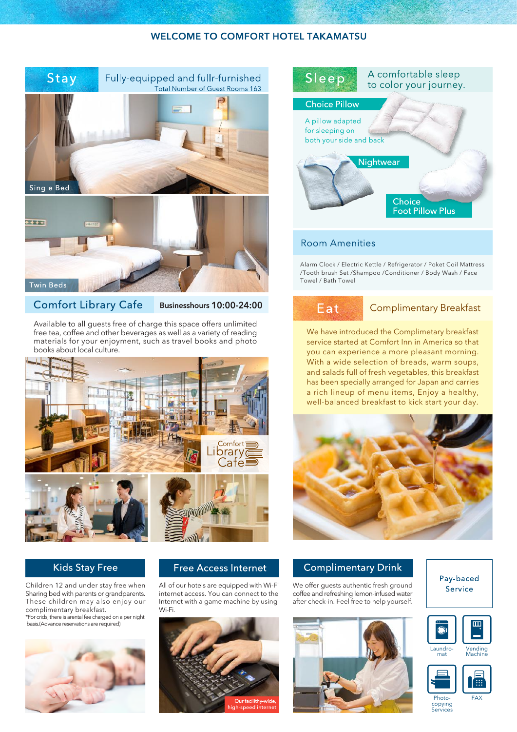# WELCOME TO COMFORT HOTEL TAKAMATSU

## Stay

Fully-equipped and fullr-furnished

Total Number of Guest Rooms 163

Single Bed

Twin Beds

## Comfort Library Cafe

Businesshours **10:00-24:00**

Available to all guests free of charge this space offers unlimited free tea, coffee and other beverages as well as a variety of reading materials for your enjoyment, such as travel books and photo books about local culture.

## Sleep

A comfortable sleep to color your journey.

Choice Pillow

A pillow adapted for sleeping on both your side and back

Nightwear

Choice Foot Pillow Plus

## Room Amenities

Alarm Clock / Electric Kettle / Refrigerator / Poket Coil Mattress /Tooth brush Set /Shampoo /Conditioner / Body Wash / Face Towel / Bath Towel

## Eat

Complimentary Breakfast

We have introduced the Complimetary breakfast service started at Comfort Inn in America so that you can experience a more pleasant morning. With a wide selection of breads, warm soups, and salads full of fresh vegetables, this breakfast has been specially arranged for Japan and carries a rich lineup of menu items, Enjoy a healthy, well-balanced breakfast to kick start your day.

## Kids Stay Free

Children 12 and under stay free when Sharing bed with parents or grandparents. These children may also enjoy our complimentary breakfast.

*For crids, there is arental fee charged on a per night basis.(Advance reservations are required)

## Free Access Internet

All of our hotels are equipped with Wi-Fi internet access. You can connect to the Internet with a game machine by using Wi-Fi.

Our facilithy-wide, high-speed internet

## Complimentary Drink

We offer guests authentic fresh ground coffee and refreshing lemon-infused water after check-in. Feel free to help yourself.

## Pay-baced Service

- Laundromat
- Vending Machine
- Photo-copying Services
- FAX